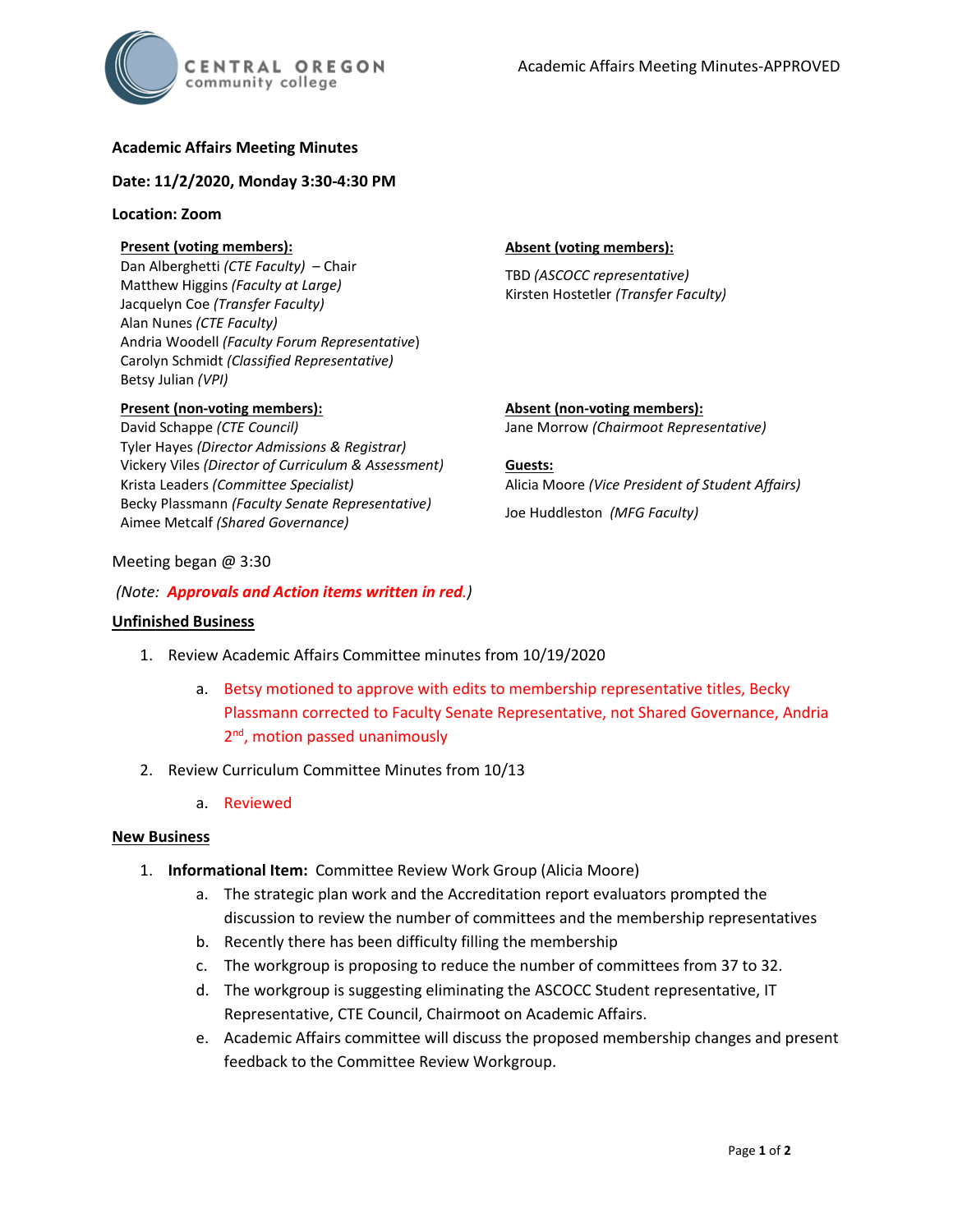# Academic Affairs Meeting Minutes

**Date: 11/2/2020, Monday 3:30-4:30 PM**

**Location: Zoom**

**Present (voting members):**
Dan Alberghetti *(CTE Faculty)* – Chair
Matthew Higgins *(Faculty at Large)*
Jacquelyn Coe *(Transfer Faculty)*
Alan Nunes *(CTE Faculty)*
Andria Woodell *(Faculty Forum Representative)*
Carolyn Schmidt *(Classified Representative)*
Betsy Julian *(VPI)*

**Absent (voting members):**
TBD *(ASCOCC representative)*
Kirsten Hostetler *(Transfer Faculty)*

**Present (non-voting members):**
David Schappe *(CTE Council)*
Tyler Hayes *(Director Admissions & Registrar)*
Vickery Viles *(Director of Curriculum & Assessment)*
Krista Leaders *(Committee Specialist)*
Becky Plassmann *(Faculty Senate Representative)*
Aimee Metcalf *(Shared Governance)*

**Absent (non-voting members):**
Jane Morrow *(Chairmoot Representative)*

**Guests:**
Alicia Moore *(Vice President of Student Affairs)*
Joe Huddleston *(MFG Faculty)*

Meeting began @ 3:30

*(Note: **Approvals and Action items written in red**.)*

## Unfinished Business

1. Review Academic Affairs Committee minutes from 10/19/2020
   a. Betsy motioned to approve with edits to membership representative titles, Becky Plassmann corrected to Faculty Senate Representative, not Shared Governance, Andria 2nd, motion passed unanimously
2. Review Curriculum Committee Minutes from 10/13
   a. Reviewed

## New Business

1. **Informational Item:** Committee Review Work Group (Alicia Moore)
   a. The strategic plan work and the Accreditation report evaluators prompted the discussion to review the number of committees and the membership representatives
   b. Recently there has been difficulty filling the membership
   c. The workgroup is proposing to reduce the number of committees from 37 to 32.
   d. The workgroup is suggesting eliminating the ASCOCC Student representative, IT Representative, CTE Council, Chairmoot on Academic Affairs.
   e. Academic Affairs committee will discuss the proposed membership changes and present feedback to the Committee Review Workgroup.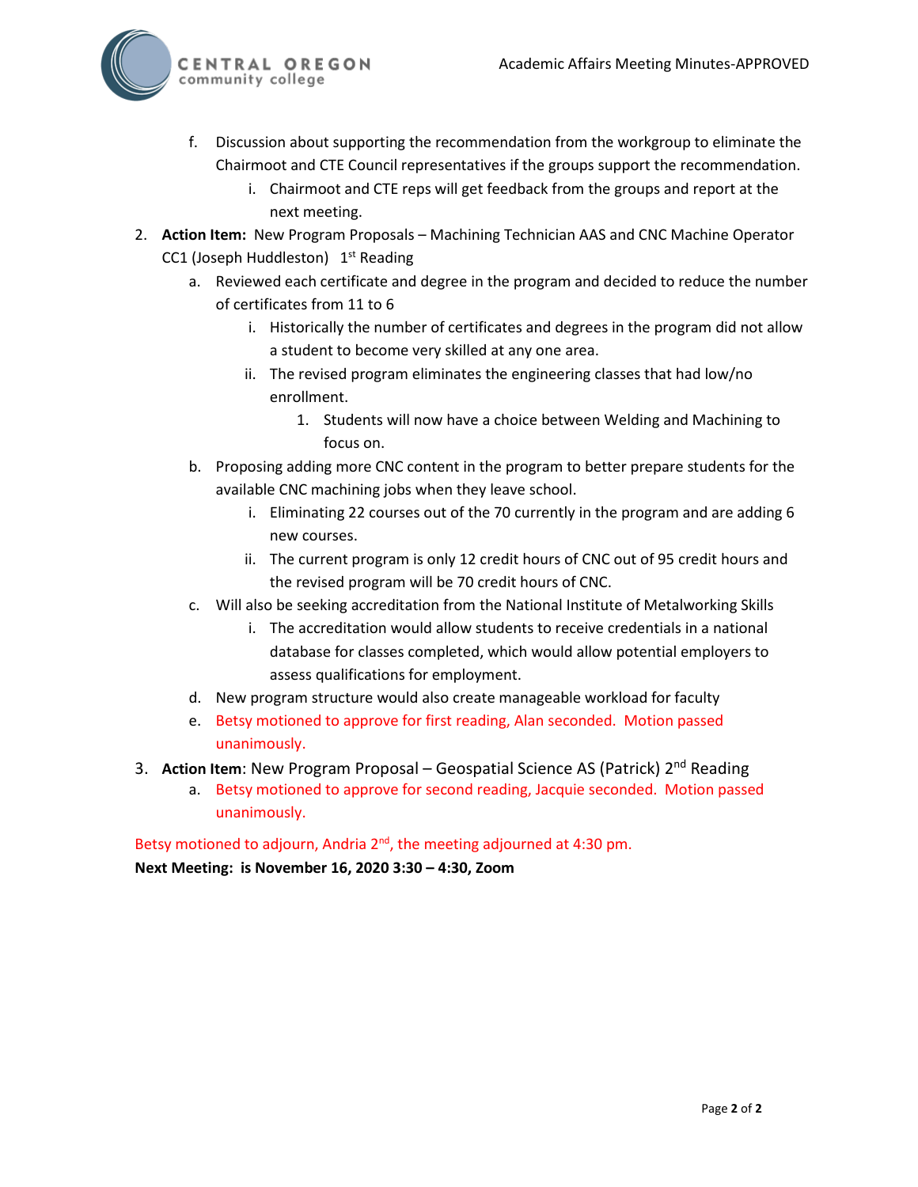- f. Discussion about supporting the recommendation from the workgroup to eliminate the Chairmoot and CTE Council representatives if the groups support the recommendation.
     - i. Chairmoot and CTE reps will get feedback from the groups and report at the next meeting.

2. **Action Item:** New Program Proposals – Machining Technician AAS and CNC Machine Operator CC1 (Joseph Huddleston) 1st Reading
   - a. Reviewed each certificate and degree in the program and decided to reduce the number of certificates from 11 to 6
     - i. Historically the number of certificates and degrees in the program did not allow a student to become very skilled at any one area.
     - ii. The revised program eliminates the engineering classes that had low/no enrollment.
       1. Students will now have a choice between Welding and Machining to focus on.
   - b. Proposing adding more CNC content in the program to better prepare students for the available CNC machining jobs when they leave school.
     - i. Eliminating 22 courses out of the 70 currently in the program and are adding 6 new courses.
     - ii. The current program is only 12 credit hours of CNC out of 95 credit hours and the revised program will be 70 credit hours of CNC.
   - c. Will also be seeking accreditation from the National Institute of Metalworking Skills
     - i. The accreditation would allow students to receive credentials in a national database for classes completed, which would allow potential employers to assess qualifications for employment.
   - d. New program structure would also create manageable workload for faculty
   - e. Betsy motioned to approve for first reading, Alan seconded. Motion passed unanimously.

3. **Action Item**: New Program Proposal – Geospatial Science AS (Patrick) 2nd Reading
   - a. Betsy motioned to approve for second reading, Jacquie seconded. Motion passed unanimously.

Betsy motioned to adjourn, Andria 2nd, the meeting adjourned at 4:30 pm.

**Next Meeting: is November 16, 2020 3:30 – 4:30, Zoom**